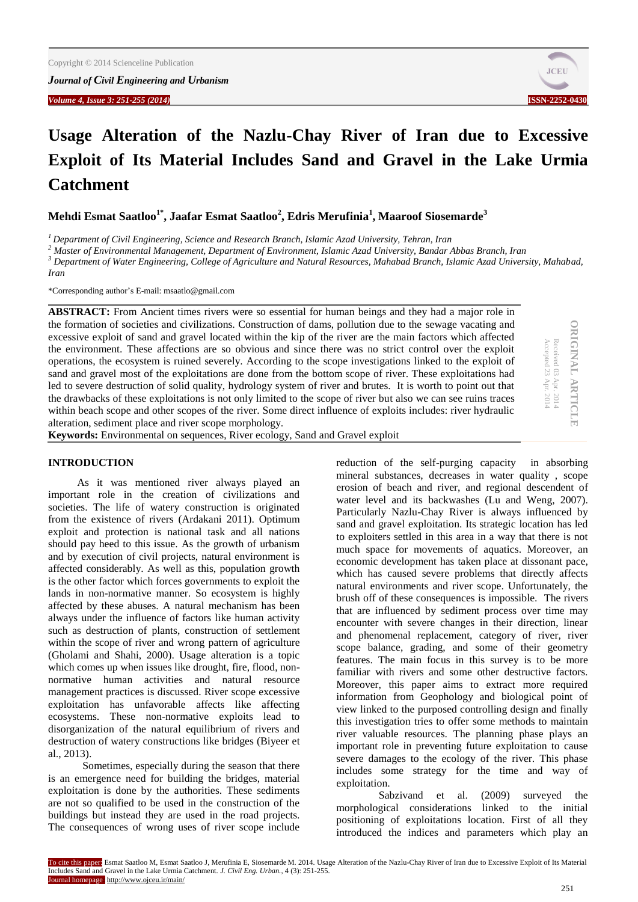# Usage Alteration of the Nazlu-Chay River of Iran due to Excessive Exploit of Its Material Includes Sand and Gravel in the Lake Urmia Catchment

**Mehdi Esmat Saatloo[1*], Jaafar Esmat Saatloo[2], Edris Merufinia[1], Maaroof Siosemarde[3]**

[1] *Department of Civil Engineering, Science and Research Branch, Islamic Azad University, Tehran, Iran*

[2] *Master of Environmental Management, Department of Environment, Islamic Azad University, Bandar Abbas Branch, Iran*

[3] *Department of Water Engineering, College of Agriculture and Natural Resources, Mahabad Branch, Islamic Azad University, Mahabad, Iran*

*Corresponding author's E-mail: msaatlo@gmail.com

ORIGINAL ARTICLE
Received 03 Apr. 2014
Accepted 23 Apr. 2014

**ABSTRACT:** From Ancient times rivers were so essential for human beings and they had a major role in the formation of societies and civilizations. Construction of dams, pollution due to the sewage vacating and excessive exploit of sand and gravel located within the kip of the river are the main factors which affected the environment. These affections are so obvious and since there was no strict control over the exploit operations, the ecosystem is ruined severely. According to the scope investigations linked to the exploit of sand and gravel most of the exploitations are done from the bottom scope of river. These exploitations had led to severe destruction of solid quality, hydrology system of river and brutes. It is worth to point out that the drawbacks of these exploitations is not only limited to the scope of river but also we can see ruins traces within beach scope and other scopes of the river. Some direct influence of exploits includes: river hydraulic alteration, sediment place and river scope morphology.

**Keywords:** Environmental on sequences, River ecology, Sand and Gravel exploit

## INTRODUCTION

As it was mentioned river always played an important role in the creation of civilizations and societies. The life of watery construction is originated from the existence of rivers (Ardakani 2011). Optimum exploit and protection is national task and all nations should pay heed to this issue. As the growth of urbanism and by execution of civil projects, natural environment is affected considerably. As well as this, population growth is the other factor which forces governments to exploit the lands in non-normative manner. So ecosystem is highly affected by these abuses. A natural mechanism has been always under the influence of factors like human activity such as destruction of plants, construction of settlement within the scope of river and wrong pattern of agriculture (Gholami and Shahi, 2000). Usage alteration is a topic which comes up when issues like drought, fire, flood, non-normative human activities and natural resource management practices is discussed. River scope excessive exploitation has unfavorable affects like affecting ecosystems. These non-normative exploits lead to disorganization of the natural equilibrium of rivers and destruction of watery constructions like bridges (Biyeer et al., 2013).

Sometimes, especially during the season that there is an emergence need for building the bridges, material exploitation is done by the authorities. These sediments are not so qualified to be used in the construction of the buildings but instead they are used in the road projects. The consequences of wrong uses of river scope include reduction of the self-purging capacity in absorbing mineral substances, decreases in water quality , scope erosion of beach and river, and regional descendent of water level and its backwashes (Lu and Weng, 2007). Particularly Nazlu-Chay River is always influenced by sand and gravel exploitation. Its strategic location has led to exploiters settled in this area in a way that there is not much space for movements of aquatics. Moreover, an economic development has taken place at dissonant pace, which has caused severe problems that directly affects natural environments and river scope. Unfortunately, the brush off of these consequences is impossible. The rivers that are influenced by sediment process over time may encounter with severe changes in their direction, linear and phenomenal replacement, category of river, river scope balance, grading, and some of their geometry features. The main focus in this survey is to be more familiar with rivers and some other destructive factors. Moreover, this paper aims to extract more required information from Geophology and biological point of view linked to the purposed controlling design and finally this investigation tries to offer some methods to maintain river valuable resources. The planning phase plays an important role in preventing future exploitation to cause severe damages to the ecology of the river. This phase includes some strategy for the time and way of exploitation.

Sabzivand et al. (2009) surveyed the morphological considerations linked to the initial positioning of exploitations location. First of all they introduced the indices and parameters which play an

To cite this paper: Esmat Saatloo M, Esmat Saatloo J, Merufinia E, Siosemarde M. 2014. Usage Alteration of the Nazlu-Chay River of Iran due to Excessive Exploit of Its Material Includes Sand and Gravel in the Lake Urmia Catchment. *J. Civil Eng. Urban.*, 4 (3): 251-255.
Journal homepage: http://www.ojceu.ir/main/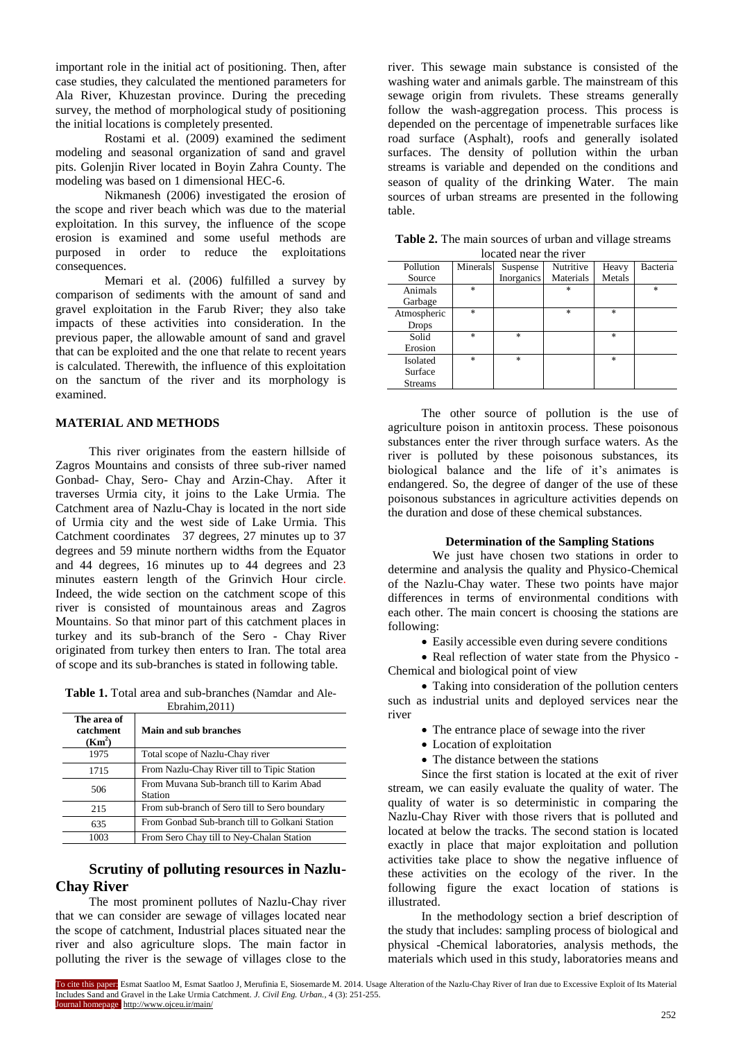important role in the initial act of positioning. Then, after case studies, they calculated the mentioned parameters for Ala River, Khuzestan province. During the preceding survey, the method of morphological study of positioning the initial locations is completely presented.

Rostami et al. (2009) examined the sediment modeling and seasonal organization of sand and gravel pits. Golenjin River located in Boyin Zahra County. The modeling was based on 1 dimensional HEC-6.

Nikmanesh (2006) investigated the erosion of the scope and river beach which was due to the material exploitation. In this survey, the influence of the scope erosion is examined and some useful methods are purposed in order to reduce the exploitations consequences.

Memari et al. (2006) fulfilled a survey by comparison of sediments with the amount of sand and gravel exploitation in the Farub River; they also take impacts of these activities into consideration. In the previous paper, the allowable amount of sand and gravel that can be exploited and the one that relate to recent years is calculated. Therewith, the influence of this exploitation on the sanctum of the river and its morphology is examined.

## MATERIAL AND METHODS

This river originates from the eastern hillside of Zagros Mountains and consists of three sub-river named Gonbad- Chay, Sero- Chay and Arzin-Chay. After it traverses Urmia city, it joins to the Lake Urmia. The Catchment area of Nazlu-Chay is located in the nort side of Urmia city and the west side of Lake Urmia. This Catchment coordinates 37 degrees, 27 minutes up to 37 degrees and 59 minute northern widths from the Equator and 44 degrees, 16 minutes up to 44 degrees and 23 minutes eastern length of the Grinvich Hour circle. Indeed, the wide section on the catchment scope of this river is consisted of mountainous areas and Zagros Mountains. So that minor part of this catchment places in turkey and its sub-branch of the Sero - Chay River originated from turkey then enters to Iran. The total area of scope and its sub-branches is stated in following table.

**Table 1.** Total area and sub-branches (Namdar and Ale-Ebrahim,2011)

| The area of catchment ($Km^2$) | Main and sub branches |
|---|---|
| 1975 | Total scope of Nazlu-Chay river |
| 1715 | From Nazlu-Chay River till to Tipic Station |
| 506 | From Muvana Sub-branch till to Karim Abad Station |
| 215 | From sub-branch of Sero till to Sero boundary |
| 635 | From Gonbad Sub-branch till to Golkani Station |
| 1003 | From Sero Chay till to Ney-Chalan Station |

## Scrutiny of polluting resources in Nazlu-Chay River

The most prominent pollutes of Nazlu-Chay river that we can consider are sewage of villages located near the scope of catchment, Industrial places situated near the river and also agriculture slops. The main factor in polluting the river is the sewage of villages close to the river. This sewage main substance is consisted of the washing water and animals garble. The mainstream of this sewage origin from rivulets. These streams generally follow the wash-aggregation process. This process is depended on the percentage of impenetrable surfaces like road surface (Asphalt), roofs and generally isolated surfaces. The density of pollution within the urban streams is variable and depended on the conditions and season of quality of the drinking Water. The main sources of urban streams are presented in the following table.

**Table 2.** The main sources of urban and village streams located near the river

| Pollution Source | Minerals | Suspense Inorganics | Nutritive Materials | Heavy Metals | Bacteria |
|---|---|---|---|---|---|
| Animals Garbage | * | | * | | * |
| Atmospheric Drops | * | | * | * | |
| Solid Erosion | * | * | | * | |
| Isolated Surface Streams | * | * | | * | |

The other source of pollution is the use of agriculture poison in antitoxin process. These poisonous substances enter the river through surface waters. As the river is polluted by these poisonous substances, its biological balance and the life of it's animates is endangered. So, the degree of danger of the use of these poisonous substances in agriculture activities depends on the duration and dose of these chemical substances.

### Determination of the Sampling Stations

We just have chosen two stations in order to determine and analysis the quality and Physico-Chemical of the Nazlu-Chay water. These two points have major differences in terms of environmental conditions with each other. The main concert is choosing the stations are following:

- Easily accessible even during severe conditions
- Real reflection of water state from the Physico - Chemical and biological point of view
- Taking into consideration of the pollution centers such as industrial units and deployed services near the river
- The entrance place of sewage into the river
- Location of exploitation
- The distance between the stations

Since the first station is located at the exit of river stream, we can easily evaluate the quality of water. The quality of water is so deterministic in comparing the Nazlu-Chay River with those rivers that is polluted and located at below the tracks. The second station is located exactly in place that major exploitation and pollution activities take place to show the negative influence of these activities on the ecology of the river. In the following figure the exact location of stations is illustrated.

In the methodology section a brief description of the study that includes: sampling process of biological and physical -Chemical laboratories, analysis methods, the materials which used in this study, laboratories means and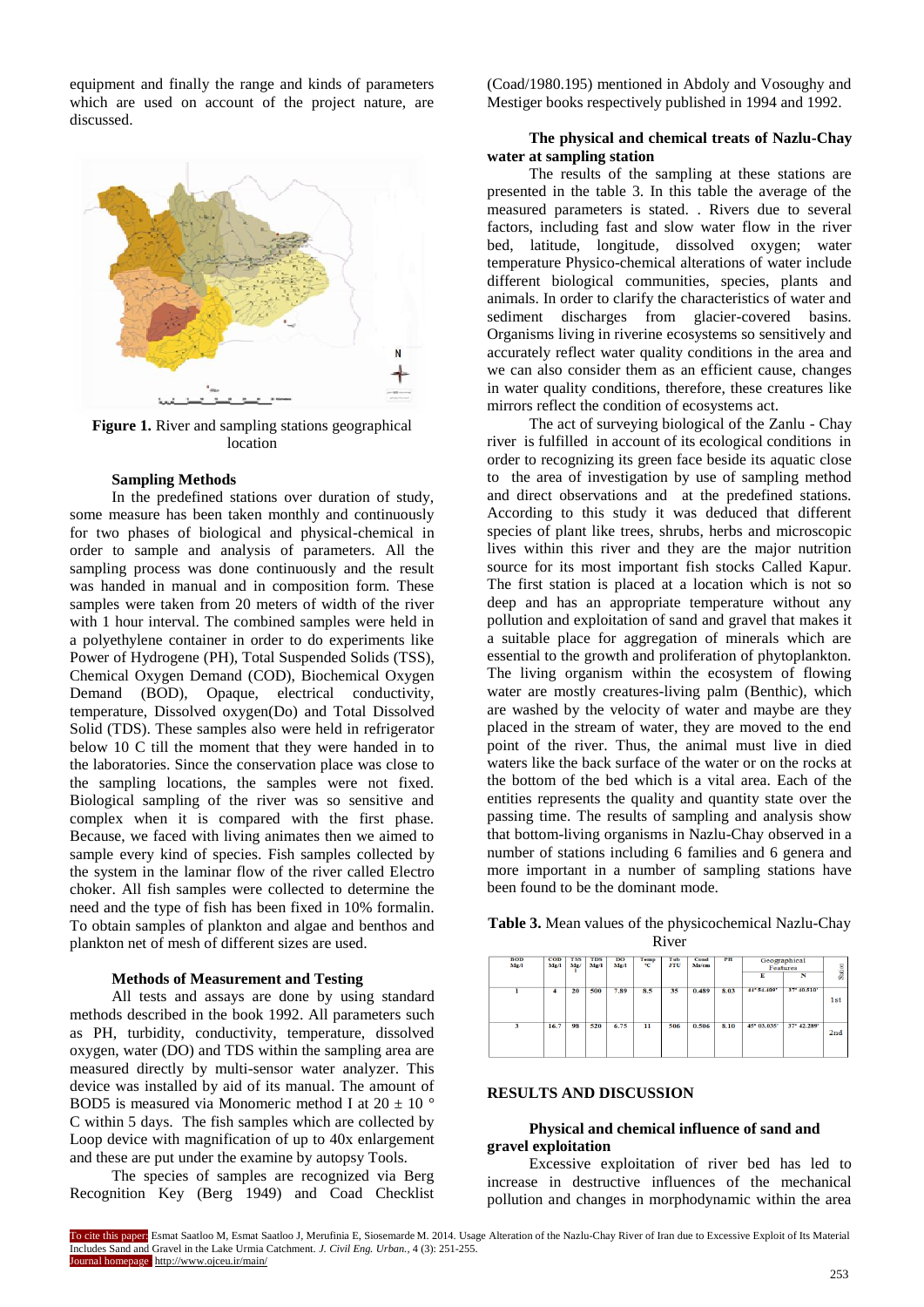equipment and finally the range and kinds of parameters which are used on account of the project nature, are discussed.

**Figure 1.** River and sampling stations geographical location

#### Sampling Methods

In the predefined stations over duration of study, some measure has been taken monthly and continuously for two phases of biological and physical-chemical in order to sample and analysis of parameters. All the sampling process was done continuously and the result was handed in manual and in composition form. These samples were taken from 20 meters of width of the river with 1 hour interval. The combined samples were held in a polyethylene container in order to do experiments like Power of Hydrogene (PH), Total Suspended Solids (TSS), Chemical Oxygen Demand (COD), Biochemical Oxygen Demand (BOD), Opaque, electrical conductivity, temperature, Dissolved oxygen(Do) and Total Dissolved Solid (TDS). These samples also were held in refrigerator below 10 C till the moment that they were handed in to the laboratories. Since the conservation place was close to the sampling locations, the samples were not fixed. Biological sampling of the river was so sensitive and complex when it is compared with the first phase. Because, we faced with living animates then we aimed to sample every kind of species. Fish samples collected by the system in the laminar flow of the river called Electro choker. All fish samples were collected to determine the need and the type of fish has been fixed in 10% formalin. To obtain samples of plankton and algae and benthos and plankton net of mesh of different sizes are used.

#### Methods of Measurement and Testing

All tests and assays are done by using standard methods described in the book 1992. All parameters such as PH, turbidity, conductivity, temperature, dissolved oxygen, water (DO) and TDS within the sampling area are measured directly by multi-sensor water analyzer. This device was installed by aid of its manual. The amount of BOD5 is measured via Monomeric method I at 20 ± 10 ° C within 5 days. The fish samples which are collected by Loop device with magnification of up to 40x enlargement and these are put under the examine by autopsy Tools.

The species of samples are recognized via Berg Recognition Key (Berg 1949) and Coad Checklist (Coad/1980.195) mentioned in Abdoly and Vosoughy and Mestiger books respectively published in 1994 and 1992.

#### The physical and chemical treats of Nazlu-Chay water at sampling station

The results of the sampling at these stations are presented in the table 3. In this table the average of the measured parameters is stated. . Rivers due to several factors, including fast and slow water flow in the river bed, latitude, longitude, dissolved oxygen; water temperature Physico-chemical alterations of water include different biological communities, species, plants and animals. In order to clarify the characteristics of water and sediment discharges from glacier-covered basins. Organisms living in riverine ecosystems so sensitively and accurately reflect water quality conditions in the area and we can also consider them as an efficient cause, changes in water quality conditions, therefore, these creatures like mirrors reflect the condition of ecosystems act.

The act of surveying biological of the Zanlu - Chay river is fulfilled in account of its ecological conditions in order to recognizing its green face beside its aquatic close to the area of investigation by use of sampling method and direct observations and at the predefined stations. According to this study it was deduced that different species of plant like trees, shrubs, herbs and microscopic lives within this river and they are the major nutrition source for its most important fish stocks Called Kapur. The first station is placed at a location which is not so deep and has an appropriate temperature without any pollution and exploitation of sand and gravel that makes it a suitable place for aggregation of minerals which are essential to the growth and proliferation of phytoplankton. The living organism within the ecosystem of flowing water are mostly creatures-living palm (Benthic), which are washed by the velocity of water and maybe are they placed in the stream of water, they are moved to the end point of the river. Thus, the animal must live in died waters like the back surface of the water or on the rocks at the bottom of the bed which is a vital area. Each of the entities represents the quality and quantity state over the passing time. The results of sampling and analysis show that bottom-living organisms in Nazlu-Chay observed in a number of stations including 6 families and 6 genera and more important in a number of sampling stations have been found to be the dominant mode.

**Table 3.** Mean values of the physicochemical Nazlu-Chay River

| BOD Mg/l | COD Mg/l | TSS Mg/l | TDS Mg/l | DO Mg/l | Temp °C | Tub JTU | Cond Ms/cm | PH | Geographical Features | | Station |
|---|---|---|---|---|---|---|---|---|---|---|---|
| | | | | | | | | | E | N | |
| 1 | 4 | 20 | 500 | 7.89 | 8.5 | 35 | 0.489 | 8.03 | 44° 54.409' | 37° 40.510' | 1st |
| 3 | 16.7 | 98 | 520 | 6.75 | 11 | 506 | 0.506 | 8.10 | 45° 03.035' | 37° 42.289' | 2nd |

## RESULTS AND DISCUSSION

#### Physical and chemical influence of sand and gravel exploitation

Excessive exploitation of river bed has led to increase in destructive influences of the mechanical pollution and changes in morphodynamic within the area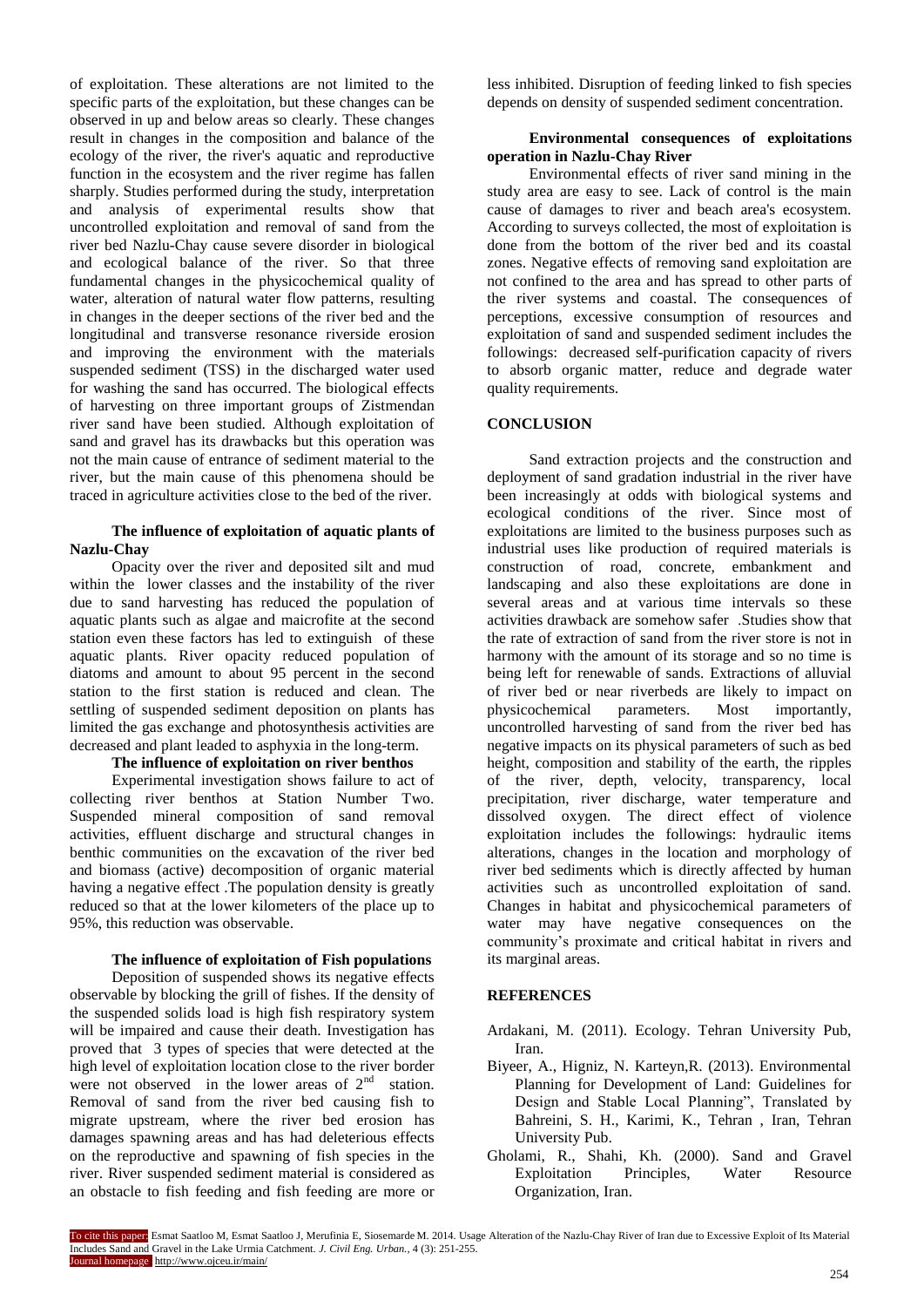of exploitation. These alterations are not limited to the specific parts of the exploitation, but these changes can be observed in up and below areas so clearly. These changes result in changes in the composition and balance of the ecology of the river, the river's aquatic and reproductive function in the ecosystem and the river regime has fallen sharply. Studies performed during the study, interpretation and analysis of experimental results show that uncontrolled exploitation and removal of sand from the river bed Nazlu-Chay cause severe disorder in biological and ecological balance of the river. So that three fundamental changes in the physicochemical quality of water, alteration of natural water flow patterns, resulting in changes in the deeper sections of the river bed and the longitudinal and transverse resonance riverside erosion and improving the environment with the materials suspended sediment (TSS) in the discharged water used for washing the sand has occurred. The biological effects of harvesting on three important groups of Zistmendan river sand have been studied. Although exploitation of sand and gravel has its drawbacks but this operation was not the main cause of entrance of sediment material to the river, but the main cause of this phenomena should be traced in agriculture activities close to the bed of the river.

#### The influence of exploitation of aquatic plants of Nazlu-Chay

Opacity over the river and deposited silt and mud within the lower classes and the instability of the river due to sand harvesting has reduced the population of aquatic plants such as algae and maicrofite at the second station even these factors has led to extinguish of these aquatic plants. River opacity reduced population of diatoms and amount to about 95 percent in the second station to the first station is reduced and clean. The settling of suspended sediment deposition on plants has limited the gas exchange and photosynthesis activities are decreased and plant leaded to asphyxia in the long-term.

#### The influence of exploitation on river benthos

Experimental investigation shows failure to act of collecting river benthos at Station Number Two. Suspended mineral composition of sand removal activities, effluent discharge and structural changes in benthic communities on the excavation of the river bed and biomass (active) decomposition of organic material having a negative effect .The population density is greatly reduced so that at the lower kilometers of the place up to 95%, this reduction was observable.

#### The influence of exploitation of Fish populations

Deposition of suspended shows its negative effects observable by blocking the grill of fishes. If the density of the suspended solids load is high fish respiratory system will be impaired and cause their death. Investigation has proved that 3 types of species that were detected at the high level of exploitation location close to the river border were not observed in the lower areas of 2nd station. Removal of sand from the river bed causing fish to migrate upstream, where the river bed erosion has damages spawning areas and has had deleterious effects on the reproductive and spawning of fish species in the river. River suspended sediment material is considered as an obstacle to fish feeding and fish feeding are more or less inhibited. Disruption of feeding linked to fish species depends on density of suspended sediment concentration.

#### Environmental consequences of exploitations operation in Nazlu-Chay River

Environmental effects of river sand mining in the study area are easy to see. Lack of control is the main cause of damages to river and beach area's ecosystem. According to surveys collected, the most of exploitation is done from the bottom of the river bed and its coastal zones. Negative effects of removing sand exploitation are not confined to the area and has spread to other parts of the river systems and coastal. The consequences of perceptions, excessive consumption of resources and exploitation of sand and suspended sediment includes the followings: decreased self-purification capacity of rivers to absorb organic matter, reduce and degrade water quality requirements.

## CONCLUSION

Sand extraction projects and the construction and deployment of sand gradation industrial in the river have been increasingly at odds with biological systems and ecological conditions of the river. Since most of exploitations are limited to the business purposes such as industrial uses like production of required materials is construction of road, concrete, embankment and landscaping and also these exploitations are done in several areas and at various time intervals so these activities drawback are somehow safer .Studies show that the rate of extraction of sand from the river store is not in harmony with the amount of its storage and so no time is being left for renewable of sands. Extractions of alluvial of river bed or near riverbeds are likely to impact on physicochemical parameters. Most importantly, uncontrolled harvesting of sand from the river bed has negative impacts on its physical parameters of such as bed height, composition and stability of the earth, the ripples of the river, depth, velocity, transparency, local precipitation, river discharge, water temperature and dissolved oxygen. The direct effect of violence exploitation includes the followings: hydraulic items alterations, changes in the location and morphology of river bed sediments which is directly affected by human activities such as uncontrolled exploitation of sand. Changes in habitat and physicochemical parameters of water may have negative consequences on the community's proximate and critical habitat in rivers and its marginal areas.

## REFERENCES

Ardakani, M. (2011). Ecology. Tehran University Pub, Iran.

Biyeer, A., Higniz, N. Karteyn,R. (2013). Environmental Planning for Development of Land: Guidelines for Design and Stable Local Planning", Translated by Bahreini, S. H., Karimi, K., Tehran , Iran, Tehran University Pub.

Gholami, R., Shahi, Kh. (2000). Sand and Gravel Exploitation Principles, Water Resource Organization, Iran.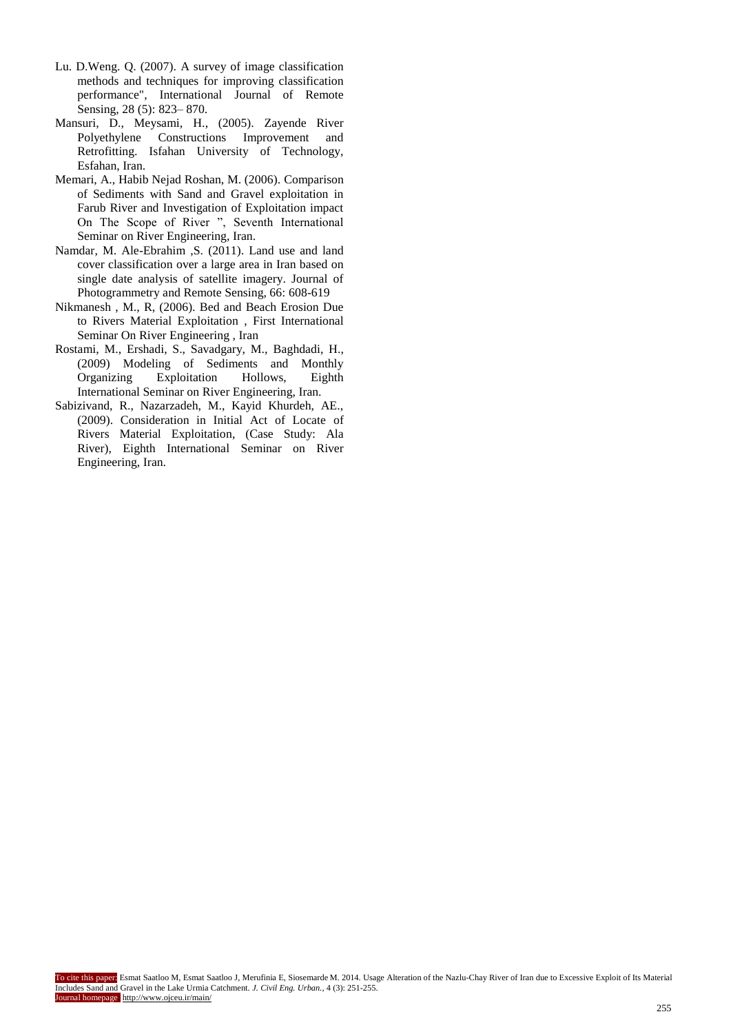Lu. D.Weng. Q. (2007). A survey of image classification methods and techniques for improving classification performance", International Journal of Remote Sensing, 28 (5): 823– 870.

Mansuri, D., Meysami, H., (2005). Zayende River Polyethylene Constructions Improvement and Retrofitting. Isfahan University of Technology, Esfahan, Iran.

Memari, A., Habib Nejad Roshan, M. (2006). Comparison of Sediments with Sand and Gravel exploitation in Farub River and Investigation of Exploitation impact On The Scope of River ", Seventh International Seminar on River Engineering, Iran.

Namdar, M. Ale-Ebrahim ,S. (2011). Land use and land cover classification over a large area in Iran based on single date analysis of satellite imagery. Journal of Photogrammetry and Remote Sensing, 66: 608-619

Nikmanesh , M., R, (2006). Bed and Beach Erosion Due to Rivers Material Exploitation , First International Seminar On River Engineering , Iran

Rostami, M., Ershadi, S., Savadgary, M., Baghdadi, H., (2009) Modeling of Sediments and Monthly Organizing Exploitation Hollows, Eighth International Seminar on River Engineering, Iran.

Sabizivand, R., Nazarzadeh, M., Kayid Khurdeh, AE., (2009). Consideration in Initial Act of Locate of Rivers Material Exploitation, (Case Study: Ala River), Eighth International Seminar on River Engineering, Iran.